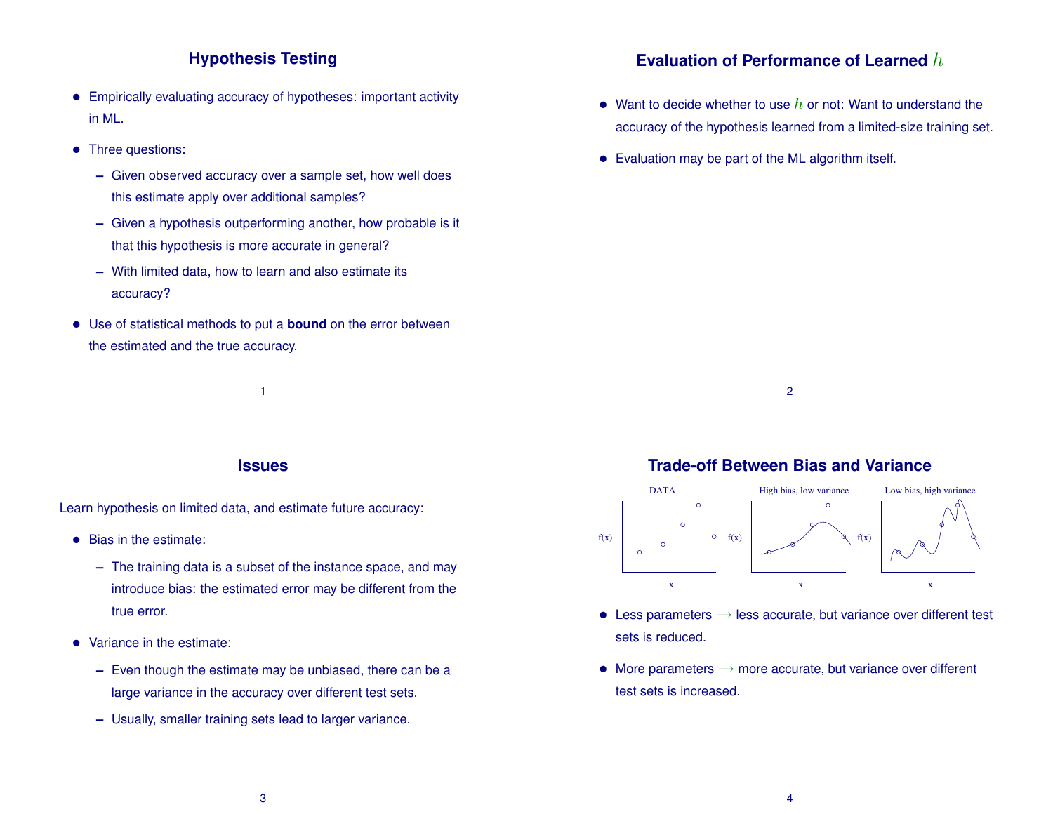## Hypothesis Testing

- Empirically evaluating accuracy of hypotheses: important activity in ML.
- Three questions:
  - Given observed accuracy over a sample set, how well does this estimate apply over additional samples?
  - Given a hypothesis outperforming another, how probable is it that this hypothesis is more accurate in general?
  - With limited data, how to learn and also estimate its accuracy?
- Use of statistical methods to put a **bound** on the error between the estimated and the true accuracy.

## Evaluation of Performance of Learned $h$

- Want to decide whether to use $h$ or not: Want to understand the accuracy of the hypothesis learned from a limited-size training set.
- Evaluation may be part of the ML algorithm itself.

## Issues

Learn hypothesis on limited data, and estimate future accuracy:

- Bias in the estimate:
  - The training data is a subset of the instance space, and may introduce bias: the estimated error may be different from the true error.
- Variance in the estimate:
  - Even though the estimate may be unbiased, there can be a large variance in the accuracy over different test sets.
  - Usually, smaller training sets lead to larger variance.

## Trade-off Between Bias and Variance

DATA — High bias, low variance — Low bias, high variance

- Less parameters $\longrightarrow$ less accurate, but variance over different test sets is reduced.
- More parameters $\longrightarrow$ more accurate, but variance over different test sets is increased.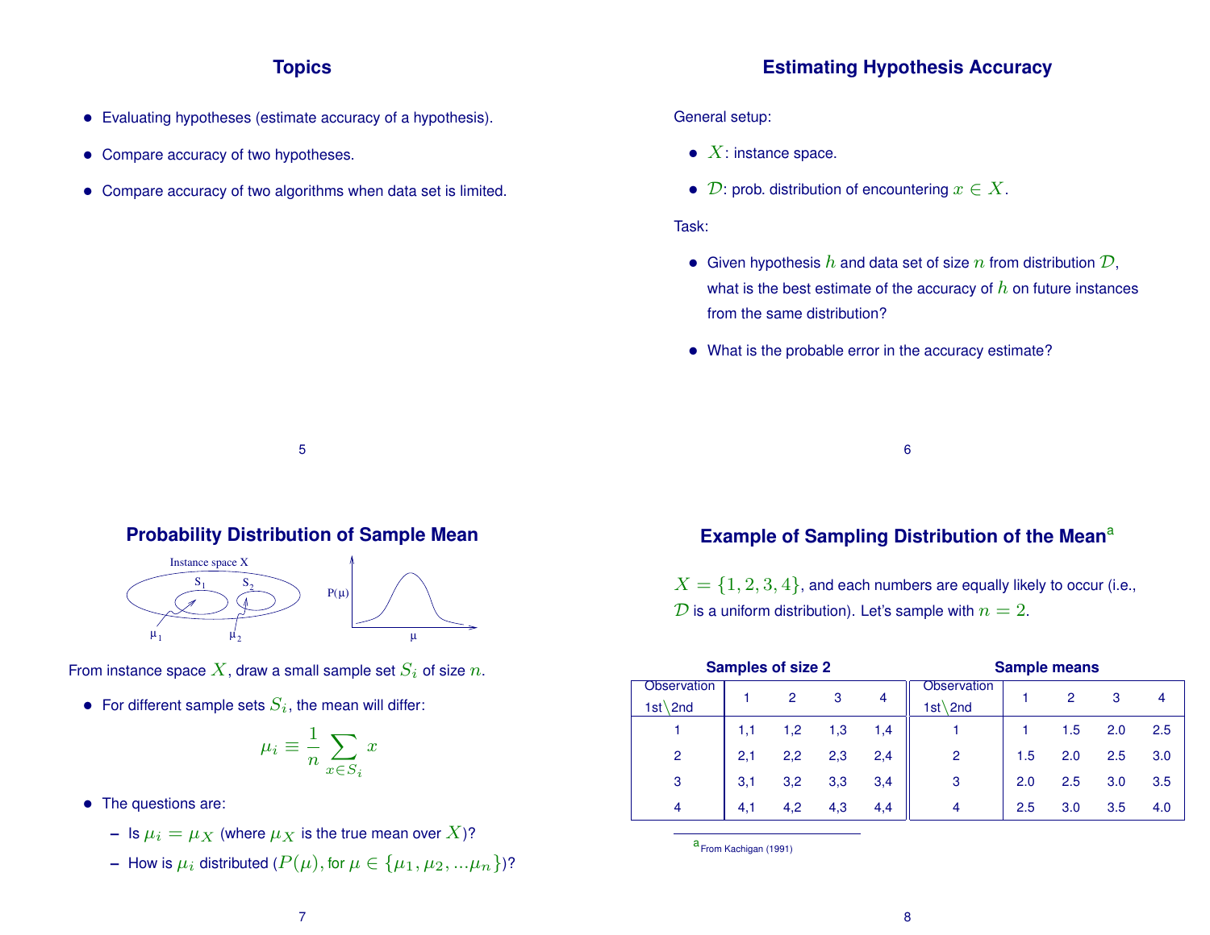## Topics

- Evaluating hypotheses (estimate accuracy of a hypothesis).
- Compare accuracy of two hypotheses.
- Compare accuracy of two algorithms when data set is limited.

## Estimating Hypothesis Accuracy

General setup:

- $X$: instance space.
- $\mathcal{D}$: prob. distribution of encountering $x \in X$.

Task:

- Given hypothesis $h$ and data set of size $n$ from distribution $\mathcal{D}$, what is the best estimate of the accuracy of $h$ on future instances from the same distribution?
- What is the probable error in the accuracy estimate?

## Probability Distribution of Sample Mean

Instance space X

$S_1$ $S_2$

$\mu_1$ $\mu_2$

$P(\mu)$

$\mu$

From instance space $X$, draw a small sample set $S_i$ of size $n$.

- For different sample sets $S_i$, the mean will differ:

$$\mu_i \equiv \frac{1}{n} \sum_{x \in S_i} x$$

- The questions are:
  - Is $\mu_i = \mu_X$ (where $\mu_X$ is the true mean over $X$)?
  - How is $\mu_i$ distributed ($P(\mu)$, for $\mu \in \{\mu_1, \mu_2, ...\mu_n\}$)?

## Example of Sampling Distribution of the Mean[a]

$X = \{1, 2, 3, 4\}$, and each numbers are equally likely to occur (i.e., $\mathcal{D}$ is a uniform distribution). Let's sample with $n = 2$.

**Samples of size 2**

| Observation 1st\2nd | 1 | 2 | 3 | 4 |
|---|---|---|---|---|
| 1 | 1,1 | 1,2 | 1,3 | 1,4 |
| 2 | 2,1 | 2,2 | 2,3 | 2,4 |
| 3 | 3,1 | 3,2 | 3,3 | 3,4 |
| 4 | 4,1 | 4,2 | 4,3 | 4,4 |

**Sample means**

| Observation 1st\2nd | 1 | 2 | 3 | 4 |
|---|---|---|---|---|
| 1 | 1 | 1.5 | 2.0 | 2.5 |
| 2 | 1.5 | 2.0 | 2.5 | 3.0 |
| 3 | 2.0 | 2.5 | 3.0 | 3.5 |
| 4 | 2.5 | 3.0 | 3.5 | 4.0 |

[a] From Kachigan (1991)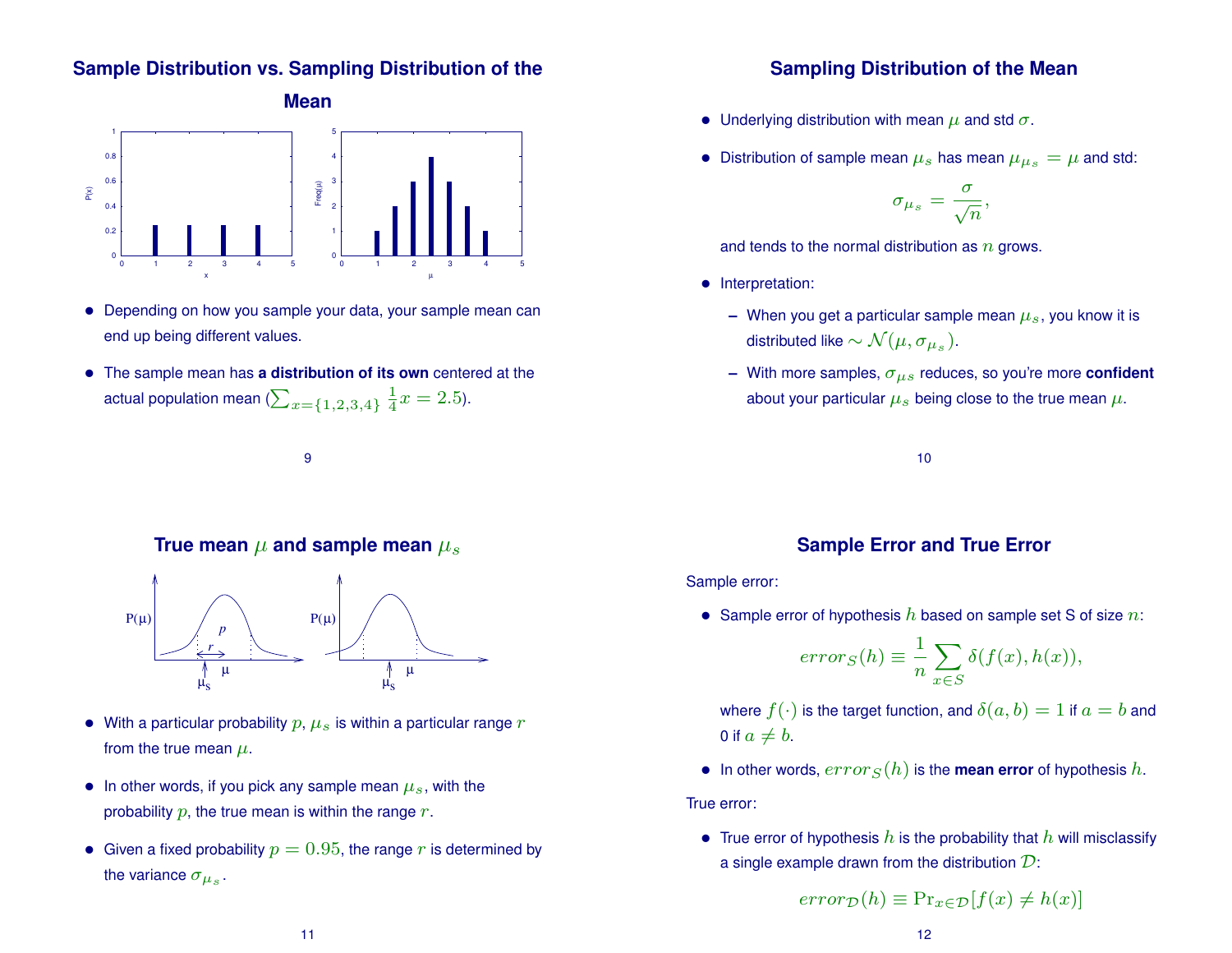## Sample Distribution vs. Sampling Distribution of the Mean

- Depending on how you sample your data, your sample mean can end up being different values.
- The sample mean has **a distribution of its own** centered at the actual population mean ($\sum_{x=\{1,2,3,4\}} \frac{1}{4}x = 2.5$).

## Sampling Distribution of the Mean

- Underlying distribution with mean $\mu$ and std $\sigma$.
- Distribution of sample mean $\mu_s$ has mean $\mu_{\mu_s} = \mu$ and std:

$$\sigma_{\mu_s} = \frac{\sigma}{\sqrt{n}},$$

  and tends to the normal distribution as $n$ grows.

- Interpretation:
  - When you get a particular sample mean $\mu_s$, you know it is distributed like $\sim \mathcal{N}(\mu, \sigma_{\mu_s})$.
  - With more samples, $\sigma_{\mu s}$ reduces, so you're more **confident** about your particular $\mu_s$ being close to the true mean $\mu$.

## True mean $\mu$ and sample mean $\mu_s$

- With a particular probability $p$, $\mu_s$ is within a particular range $r$ from the true mean $\mu$.
- In other words, if you pick any sample mean $\mu_s$, with the probability $p$, the true mean is within the range $r$.
- Given a fixed probability $p = 0.95$, the range $r$ is determined by the variance $\sigma_{\mu_s}$.

## Sample Error and True Error

Sample error:

- Sample error of hypothesis $h$ based on sample set S of size $n$:

$$error_S(h) \equiv \frac{1}{n} \sum_{x \in S} \delta(f(x), h(x)),$$

  where $f(\cdot)$ is the target function, and $\delta(a, b) = 1$ if $a = b$ and 0 if $a \neq b$.

- In other words, $error_S(h)$ is the **mean error** of hypothesis $h$.

True error:

- True error of hypothesis $h$ is the probability that $h$ will misclassify a single example drawn from the distribution $\mathcal{D}$:

$$error_{\mathcal{D}}(h) \equiv \Pr_{x \in \mathcal{D}}[f(x) \neq h(x)]$$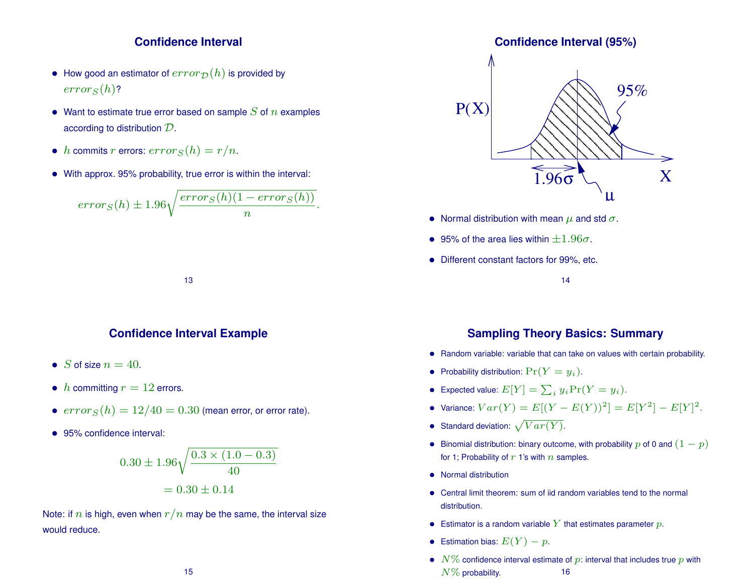## Confidence Interval

- How good an estimator of $error_{\mathcal{D}}(h)$ is provided by $error_S(h)$?
- Want to estimate true error based on sample $S$ of $n$ examples according to distribution $\mathcal{D}$.
- $h$ commits $r$ errors: $error_S(h) = r/n$.
- With approx. 95% probability, true error is within the interval:

$$error_S(h) \pm 1.96\sqrt{\frac{error_S(h)(1 - error_S(h))}{n}}.$$

## Confidence Interval (95%)

- Normal distribution with mean $\mu$ and std $\sigma$.
- 95% of the area lies within $\pm 1.96\sigma$.
- Different constant factors for 99%, etc.

## Confidence Interval Example

- $S$ of size $n = 40$.
- $h$ committing $r = 12$ errors.
- $error_S(h) = 12/40 = 0.30$ (mean error, or error rate).
- 95% confidence interval:

$$0.30 \pm 1.96\sqrt{\frac{0.3 \times (1.0 - 0.3)}{40}}$$
$$= 0.30 \pm 0.14$$

Note: if $n$ is high, even when $r/n$ may be the same, the interval size would reduce.

## Sampling Theory Basics: Summary

- Random variable: variable that can take on values with certain probability.
- Probability distribution: $\Pr(Y = y_i)$.
- Expected value: $E[Y] = \sum_i y_i \Pr(Y = y_i)$.
- Variance: $Var(Y) = E[(Y - E(Y))^2] = E[Y^2] - E[Y]^2$.
- Standard deviation: $\sqrt{Var(Y)}$.
- Binomial distribution: binary outcome, with probability $p$ of 0 and $(1 - p)$ for 1; Probability of $r$ 1's with $n$ samples.
- Normal distribution
- Central limit theorem: sum of iid random variables tend to the normal distribution.
- Estimator is a random variable $Y$ that estimates parameter $p$.
- Estimation bias: $E(Y) - p$.
- $N\%$ confidence interval estimate of $p$: interval that includes true $p$ with $N\%$ probability.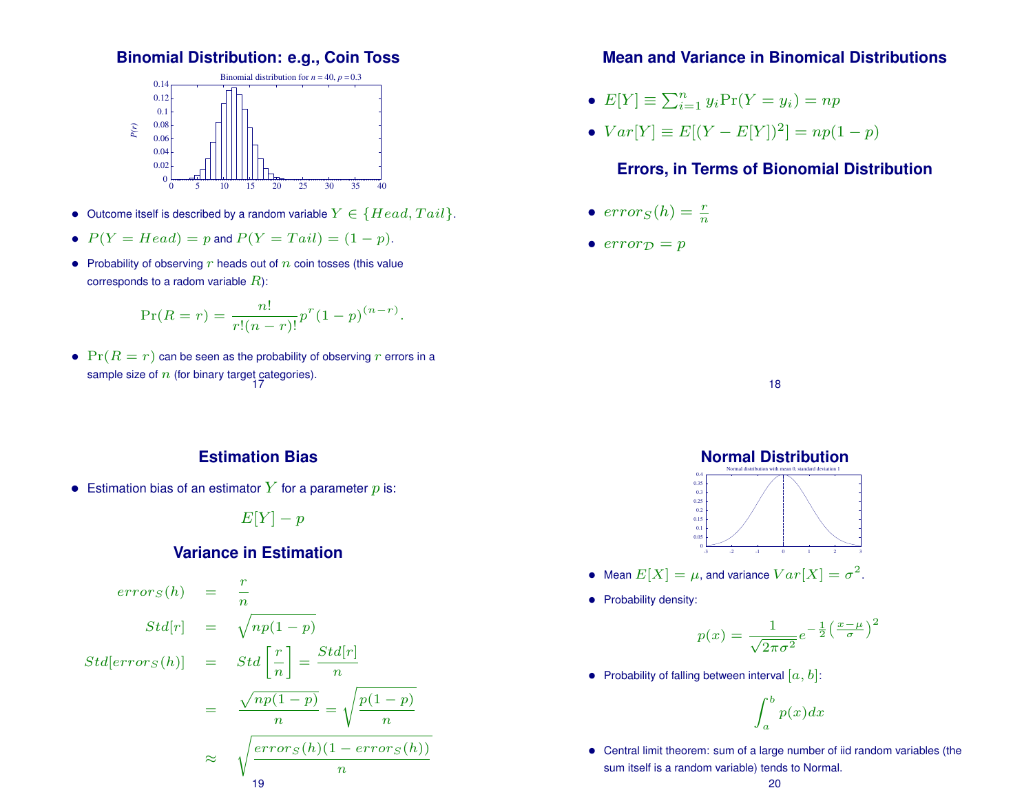## Binomial Distribution: e.g., Coin Toss

- Outcome itself is described by a random variable $Y \in \{Head, Tail\}$.
- $P(Y = Head) = p$ and $P(Y = Tail) = (1 - p)$.
- Probability of observing $r$ heads out of $n$ coin tosses (this value corresponds to a radom variable $R$):

$$\Pr(R = r) = \frac{n!}{r!(n-r)!} p^r (1-p)^{(n-r)}.$$

- $\Pr(R = r)$ can be seen as the probability of observing $r$ errors in a sample size of $n$ (for binary target categories).

## Mean and Variance in Binomical Distributions

- $E[Y] \equiv \sum_{i=1}^{n} y_i \Pr(Y = y_i) = np$
- $Var[Y] \equiv E[(Y - E[Y])^2] = np(1-p)$

## Errors, in Terms of Bionomial Distribution

- $error_S(h) = \frac{r}{n}$
- $error_{\mathcal{D}} = p$

## Estimation Bias

- Estimation bias of an estimator $Y$ for a parameter $p$ is:

$$E[Y] - p$$

## Variance in Estimation

$$\begin{aligned}
error_S(h) &= \frac{r}{n} \\
Std[r] &= \sqrt{np(1-p)} \\
Std[error_S(h)] &= Std\left[\frac{r}{n}\right] = \frac{Std[r]}{n} \\
&= \frac{\sqrt{np(1-p)}}{n} = \sqrt{\frac{p(1-p)}{n}} \\
&\approx \sqrt{\frac{error_S(h)(1 - error_S(h))}{n}}
\end{aligned}$$

## Normal Distribution

- Mean $E[X] = \mu$, and variance $Var[X] = \sigma^2$.
- Probability density:

$$p(x) = \frac{1}{\sqrt{2\pi\sigma^2}} e^{-\frac{1}{2}\left(\frac{x-\mu}{\sigma}\right)^2}$$

- Probability of falling between interval $[a, b]$:

$$\int_a^b p(x)dx$$

- Central limit theorem: sum of a large number of iid random variables (the sum itself is a random variable) tends to Normal.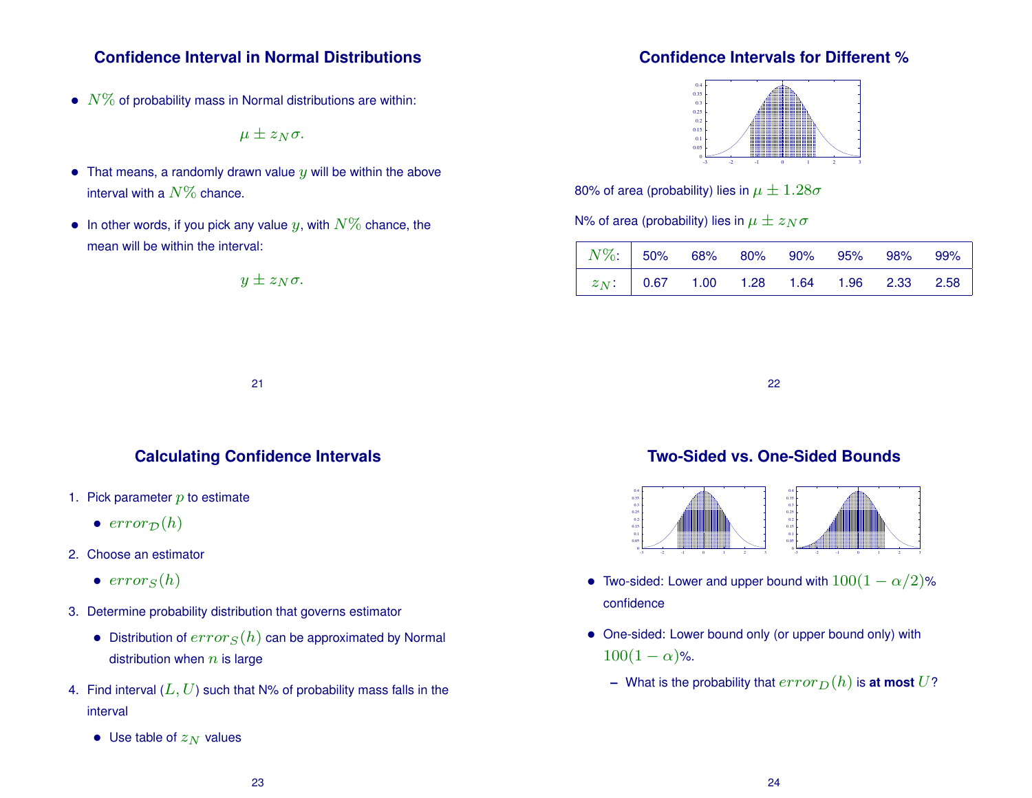## Confidence Interval in Normal Distributions

- $N\%$ of probability mass in Normal distributions are within:

$$\mu \pm z_N \sigma.$$

- That means, a randomly drawn value $y$ will be within the above interval with a $N\%$ chance.
- In other words, if you pick any value $y$, with $N\%$ chance, the mean will be within the interval:

$$y \pm z_N \sigma.$$

## Confidence Intervals for Different %

80% of area (probability) lies in $\mu \pm 1.28\sigma$

N% of area (probability) lies in $\mu \pm z_N \sigma$

| $N\%$: | 50% | 68% | 80% | 90% | 95% | 98% | 99% |
|---|---|---|---|---|---|---|---|
| $z_N$: | 0.67 | 1.00 | 1.28 | 1.64 | 1.96 | 2.33 | 2.58 |

## Calculating Confidence Intervals

1. Pick parameter $p$ to estimate
   - $error_{\mathcal{D}}(h)$
2. Choose an estimator
   - $error_S(h)$
3. Determine probability distribution that governs estimator
   - Distribution of $error_S(h)$ can be approximated by Normal distribution when $n$ is large
4. Find interval ($L, U$) such that N% of probability mass falls in the interval
   - Use table of $z_N$ values

## Two-Sided vs. One-Sided Bounds

- Two-sided: Lower and upper bound with $100(1 - \alpha/2)$% confidence
- One-sided: Lower bound only (or upper bound only) with $100(1 - \alpha)$%.
  - What is the probability that $error_D(h)$ is **at most** $U$?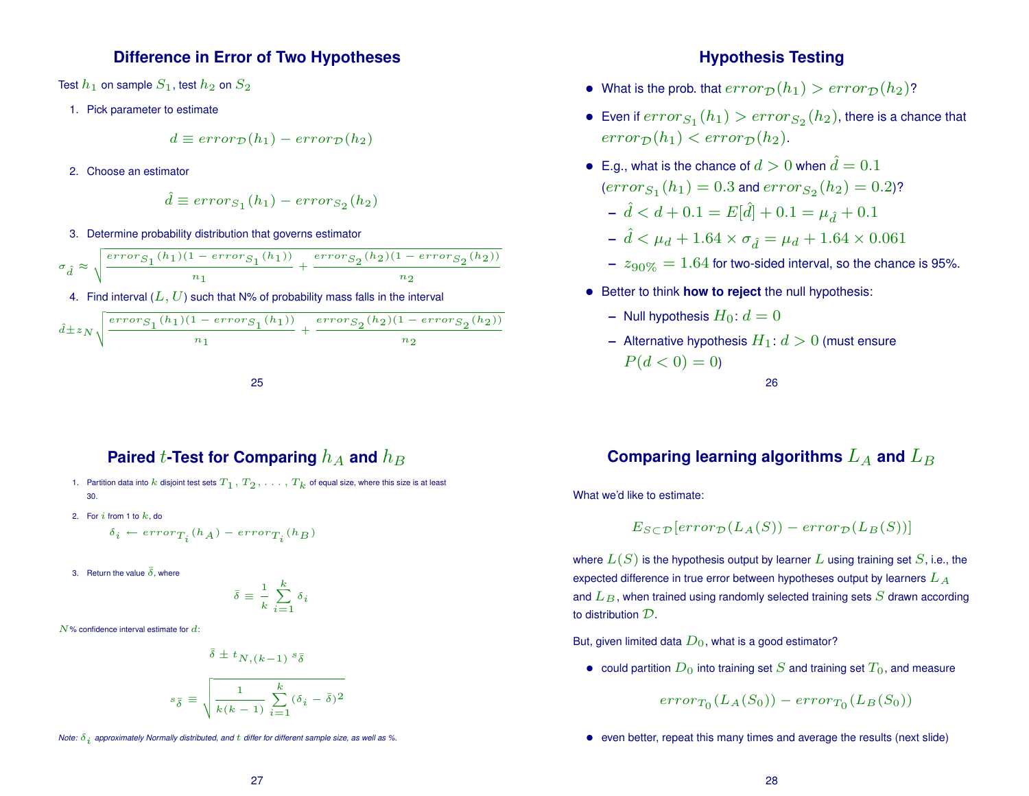## Difference in Error of Two Hypotheses

Test $h_1$ on sample $S_1$, test $h_2$ on $S_2$

1. Pick parameter to estimate

$$d \equiv error_{\mathcal{D}}(h_1) - error_{\mathcal{D}}(h_2)$$

2. Choose an estimator

$$\hat{d} \equiv error_{S_1}(h_1) - error_{S_2}(h_2)$$

3. Determine probability distribution that governs estimator

$$\sigma_{\hat{d}} \approx \sqrt{\frac{error_{S_1}(h_1)(1 - error_{S_1}(h_1))}{n_1} + \frac{error_{S_2}(h_2)(1 - error_{S_2}(h_2))}{n_2}}$$

4. Find interval $(L, U)$ such that N% of probability mass falls in the interval

$$\hat{d} \pm z_N \sqrt{\frac{error_{S_1}(h_1)(1 - error_{S_1}(h_1))}{n_1} + \frac{error_{S_2}(h_2)(1 - error_{S_2}(h_2))}{n_2}}$$

## Hypothesis Testing

- What is the prob. that $error_{\mathcal{D}}(h_1) > error_{\mathcal{D}}(h_2)$?
- Even if $error_{S_1}(h_1) > error_{S_2}(h_2)$, there is a chance that $error_{\mathcal{D}}(h_1) < error_{\mathcal{D}}(h_2)$.
- E.g., what is the chance of $d > 0$ when $\hat{d} = 0.1$ ($error_{S_1}(h_1) = 0.3$ and $error_{S_2}(h_2) = 0.2$)?
  - $\hat{d} < d + 0.1 = E[\hat{d}] + 0.1 = \mu_{\hat{d}} + 0.1$
  - $\hat{d} < \mu_d + 1.64 \times \sigma_{\hat{d}} = \mu_d + 1.64 \times 0.061$
  - $z_{90\%} = 1.64$ for two-sided interval, so the chance is 95%.
- Better to think **how to reject** the null hypothesis:
  - Null hypothesis $H_0$: $d = 0$
  - Alternative hypothesis $H_1$: $d > 0$ (must ensure $P(d < 0) = 0$)

## Paired $t$-Test for Comparing $h_A$ and $h_B$

1. Partition data into $k$ disjoint test sets $T_1, T_2, \ldots, T_k$ of equal size, where this size is at least 30.
2. For $i$ from 1 to $k$, do

$$\delta_i \leftarrow error_{T_i}(h_A) - error_{T_i}(h_B)$$

3. Return the value $\bar{\delta}$, where

$$\bar{\delta} \equiv \frac{1}{k} \sum_{i=1}^{k} \delta_i$$

$N$% confidence interval estimate for $d$:

$$\bar{\delta} \pm t_{N,(k-1)} \, s_{\bar{\delta}}$$

$$s_{\bar{\delta}} \equiv \sqrt{\frac{1}{k(k-1)} \sum_{i=1}^{k} (\delta_i - \bar{\delta})^2}$$

*Note: $\delta_i$ approximately Normally distributed, and $t$ differ for different sample size, as well as %.*

## Comparing learning algorithms $L_A$ and $L_B$

What we'd like to estimate:

$$E_{S \subset \mathcal{D}}[error_{\mathcal{D}}(L_A(S)) - error_{\mathcal{D}}(L_B(S))]$$

where $L(S)$ is the hypothesis output by learner $L$ using training set $S$, i.e., the expected difference in true error between hypotheses output by learners $L_A$ and $L_B$, when trained using randomly selected training sets $S$ drawn according to distribution $\mathcal{D}$.

But, given limited data $D_0$, what is a good estimator?

- could partition $D_0$ into training set $S$ and training set $T_0$, and measure

$$error_{T_0}(L_A(S_0)) - error_{T_0}(L_B(S_0))$$

- even better, repeat this many times and average the results (next slide)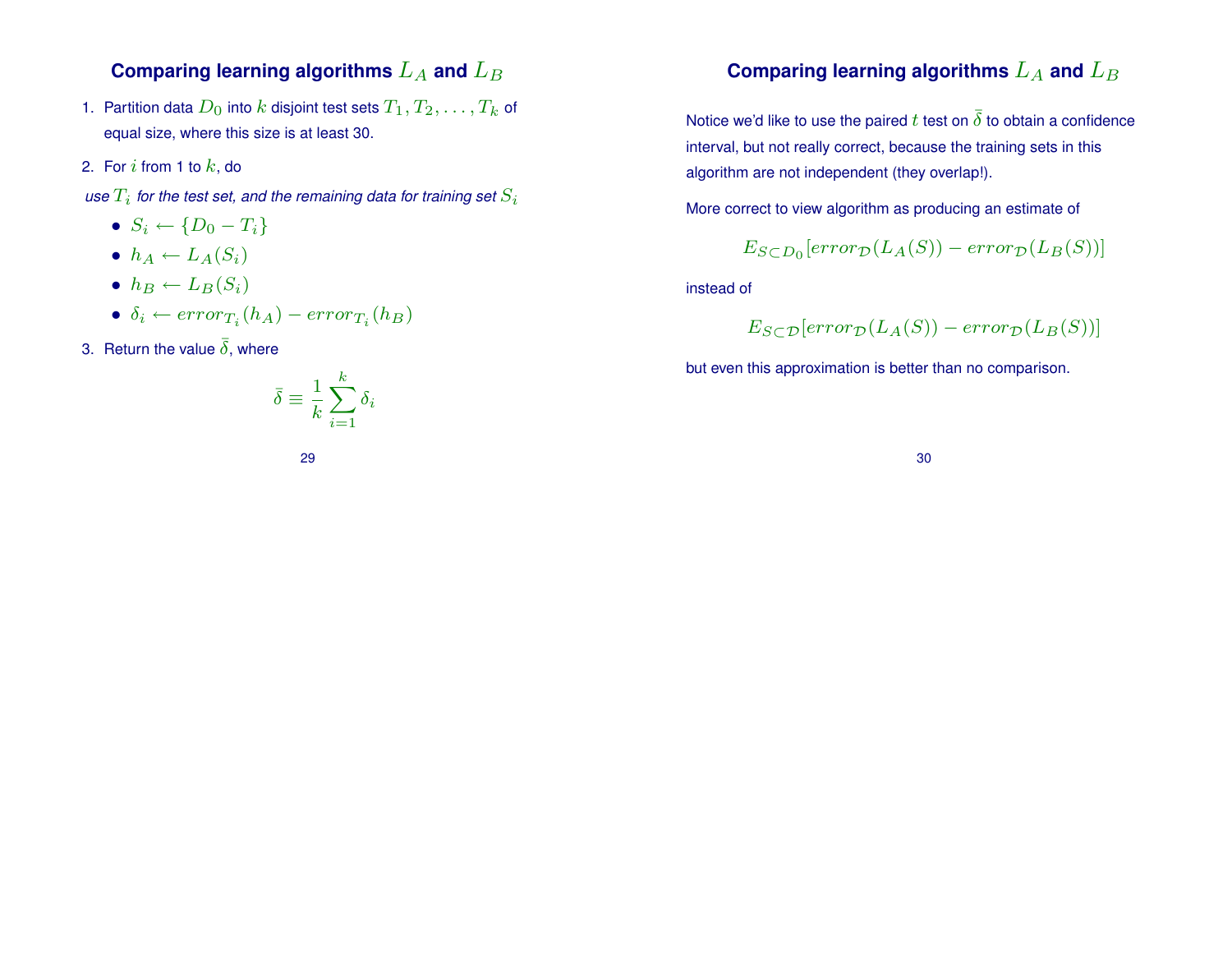## Comparing learning algorithms $L_A$ and $L_B$

1. Partition data $D_0$ into $k$ disjoint test sets $T_1, T_2, \ldots, T_k$ of equal size, where this size is at least 30.
2. For $i$ from 1 to $k$, do

*use $T_i$ for the test set, and the remaining data for training set $S_i$*

- $S_i \leftarrow \{D_0 - T_i\}$
- $h_A \leftarrow L_A(S_i)$
- $h_B \leftarrow L_B(S_i)$
- $\delta_i \leftarrow error_{T_i}(h_A) - error_{T_i}(h_B)$

3. Return the value $\bar{\delta}$, where

$$\bar{\delta} \equiv \frac{1}{k} \sum_{i=1}^{k} \delta_i$$

## Comparing learning algorithms $L_A$ and $L_B$

Notice we'd like to use the paired $t$ test on $\bar{\delta}$ to obtain a confidence interval, but not really correct, because the training sets in this algorithm are not independent (they overlap!).

More correct to view algorithm as producing an estimate of

$$E_{S \subset D_0}[error_{\mathcal{D}}(L_A(S)) - error_{\mathcal{D}}(L_B(S))]$$

instead of

$$E_{S \subset \mathcal{D}}[error_{\mathcal{D}}(L_A(S)) - error_{\mathcal{D}}(L_B(S))]$$

but even this approximation is better than no comparison.